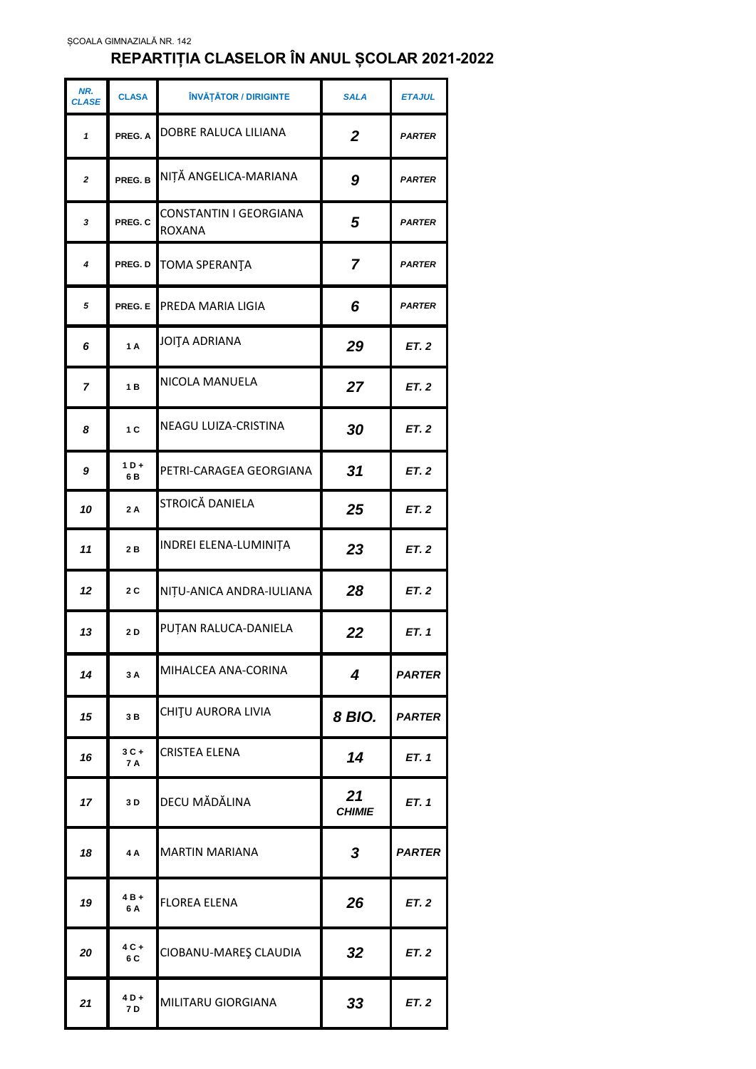ŞCOALA GIMNAZIALĂ NR. 142

# REPARTIȚIA CLASELOR ÎN ANUL ȘCOLAR 2021-2022

| NR. CLASE | CLASA | ÎNVĂȚĂTOR / DIRIGINTE | SALA | ETAJUL |
|---|---|---|---|---|
| 1 | PREG. A | DOBRE RALUCA LILIANA | 2 | PARTER |
| 2 | PREG. B | NIȚĂ ANGELICA-MARIANA | 9 | PARTER |
| 3 | PREG. C | CONSTANTIN I GEORGIANA ROXANA | 5 | PARTER |
| 4 | PREG. D | TOMA SPERANȚA | 7 | PARTER |
| 5 | PREG. E | PREDA MARIA LIGIA | 6 | PARTER |
| 6 | 1 A | JOIȚA ADRIANA | 29 | ET. 2 |
| 7 | 1 B | NICOLA MANUELA | 27 | ET. 2 |
| 8 | 1 C | NEAGU LUIZA-CRISTINA | 30 | ET. 2 |
| 9 | 1 D + 6 B | PETRI-CARAGEA GEORGIANA | 31 | ET. 2 |
| 10 | 2 A | STROICĂ DANIELA | 25 | ET. 2 |
| 11 | 2 B | INDREI ELENA-LUMINIȚA | 23 | ET. 2 |
| 12 | 2 C | NIȚU-ANICA ANDRA-IULIANA | 28 | ET. 2 |
| 13 | 2 D | PUȚAN RALUCA-DANIELA | 22 | ET. 1 |
| 14 | 3 A | MIHALCEA ANA-CORINA | 4 | PARTER |
| 15 | 3 B | CHIȚU AURORA LIVIA | 8 BIO. | PARTER |
| 16 | 3 C + 7 A | CRISTEA ELENA | 14 | ET. 1 |
| 17 | 3 D | DECU MĂDĂLINA | 21 CHIMIE | ET. 1 |
| 18 | 4 A | MARTIN MARIANA | 3 | PARTER |
| 19 | 4 B + 6 A | FLOREA ELENA | 26 | ET. 2 |
| 20 | 4 C + 6 C | CIOBANU-MAREŞ CLAUDIA | 32 | ET. 2 |
| 21 | 4 D + 7 D | MILITARU GIORGIANA | 33 | ET. 2 |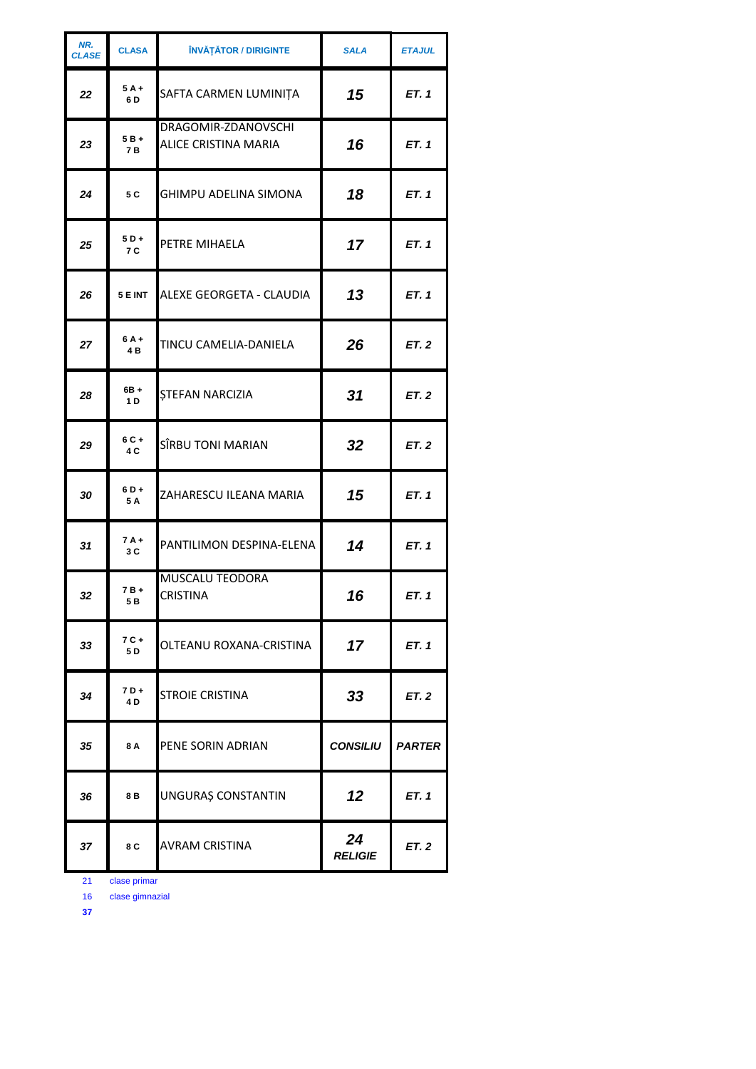| NR. CLASE | CLASA | ÎNVĂȚĂTOR / DIRIGINTE | SALA | ETAJUL |
|---|---|---|---|---|
| 22 | 5 A + 6 D | SAFTA CARMEN LUMINIȚA | 15 | ET. 1 |
| 23 | 5 B + 7 B | DRAGOMIR-ZDANOVSCHI ALICE CRISTINA MARIA | 16 | ET. 1 |
| 24 | 5 C | GHIMPU ADELINA SIMONA | 18 | ET. 1 |
| 25 | 5 D + 7 C | PETRE MIHAELA | 17 | ET. 1 |
| 26 | 5 E INT | ALEXE GEORGETA - CLAUDIA | 13 | ET. 1 |
| 27 | 6 A + 4 B | TINCU CAMELIA-DANIELA | 26 | ET. 2 |
| 28 | 6B + 1 D | ȘTEFAN NARCIZIA | 31 | ET. 2 |
| 29 | 6 C + 4 C | SÎRBU TONI MARIAN | 32 | ET. 2 |
| 30 | 6 D + 5 A | ZAHARESCU ILEANA MARIA | 15 | ET. 1 |
| 31 | 7 A + 3 C | PANTILIMON DESPINA-ELENA | 14 | ET. 1 |
| 32 | 7 B + 5 B | MUSCALU TEODORA CRISTINA | 16 | ET. 1 |
| 33 | 7 C + 5 D | OLTEANU ROXANA-CRISTINA | 17 | ET. 1 |
| 34 | 7 D + 4 D | STROIE CRISTINA | 33 | ET. 2 |
| 35 | 8 A | PENE SORIN ADRIAN | CONSILIU | PARTER |
| 36 | 8 B | UNGURAȘ CONSTANTIN | 12 | ET. 1 |
| 37 | 8 C | AVRAM CRISTINA | 24 RELIGIE | ET. 2 |

21 clase primar

16 clase gimnazial

**37**